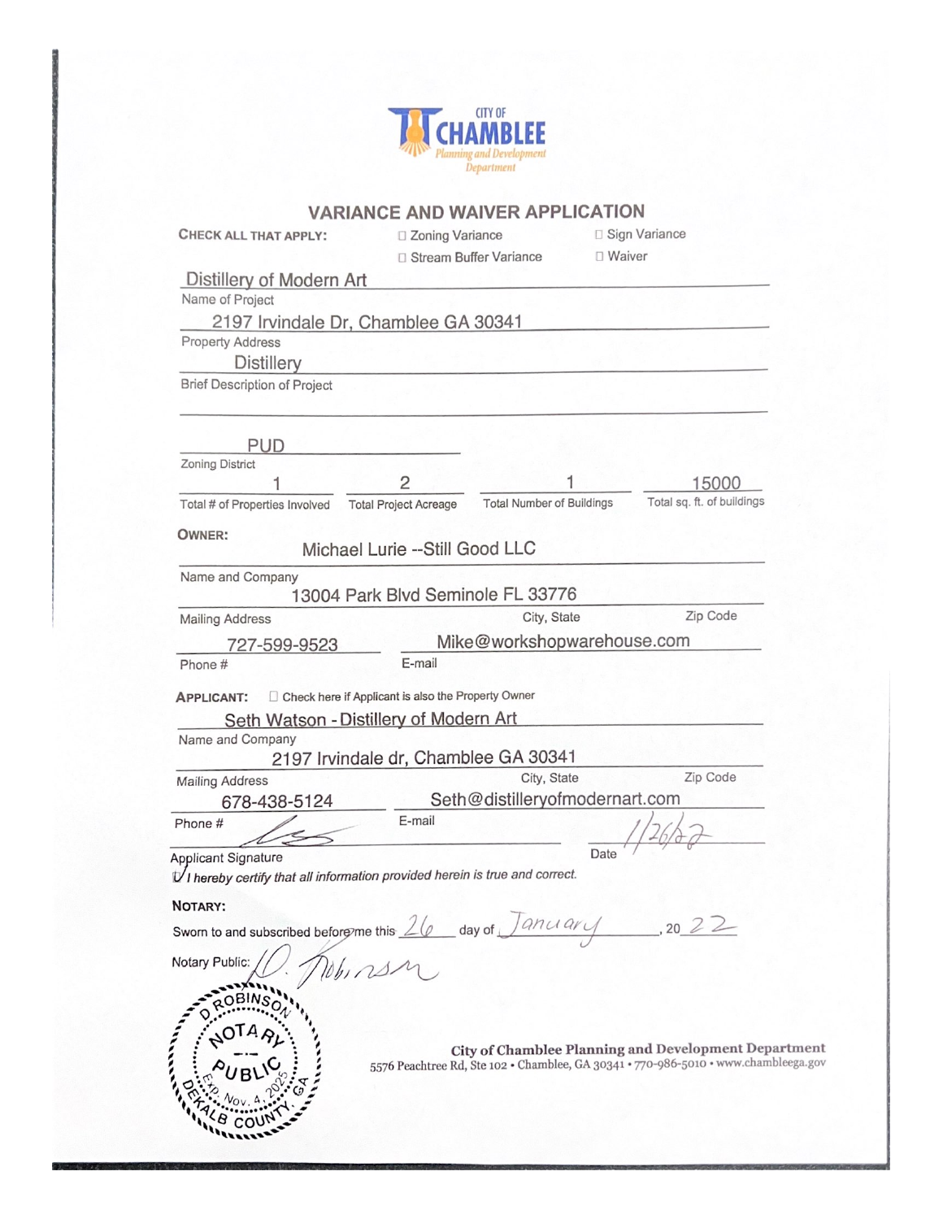CITY OF

**CHAMBLEE**

*Planning and Development Department*

## VARIANCE AND WAIVER APPLICATION

**CHECK ALL THAT APPLY:** ☐ Zoning Variance ☐ Sign Variance ☐ Stream Buffer Variance ☐ Waiver

Name of Project: Distillery of Modern Art

Property Address: 2197 Irvindale Dr, Chamblee GA 30341

Brief Description of Project: Distillery

Zoning District: PUD

| Total # of Properties Involved | Total Project Acreage | Total Number of Buildings | Total sq. ft. of buildings |
|---|---|---|---|
| 1 | 2 | 1 | 15000 |

**OWNER:**

Name and Company: Michael Lurie --Still Good LLC

Mailing Address, City, State, Zip Code: 13004 Park Blvd Seminole FL 33776

Phone #: 727-599-9523

E-mail: Mike@workshopwarehouse.com

**APPLICANT:** ☐ Check here if Applicant is also the Property Owner

Name and Company: Seth Watson - Distillery of Modern Art

Mailing Address, City, State, Zip Code: 2197 Irvindale dr, Chamblee GA 30341

Phone #: 678-438-5124

E-mail: Seth@distilleryofmodernart.com

Applicant Signature: [signature]

Date: 1/26/22

☑ *I hereby certify that all information provided herein is true and correct.*

**NOTARY:**

Sworn to and subscribed before me this 26 day of January, 20 22

Notary Public: D. Robinson

D. ROBINSON NOTARY PUBLIC EXP. Nov. 4, 2025 DEKALB COUNTY, GA

**City of Chamblee Planning and Development Department**
5576 Peachtree Rd, Ste 102 • Chamblee, GA 30341 • 770-986-5010 • www.chambleega.gov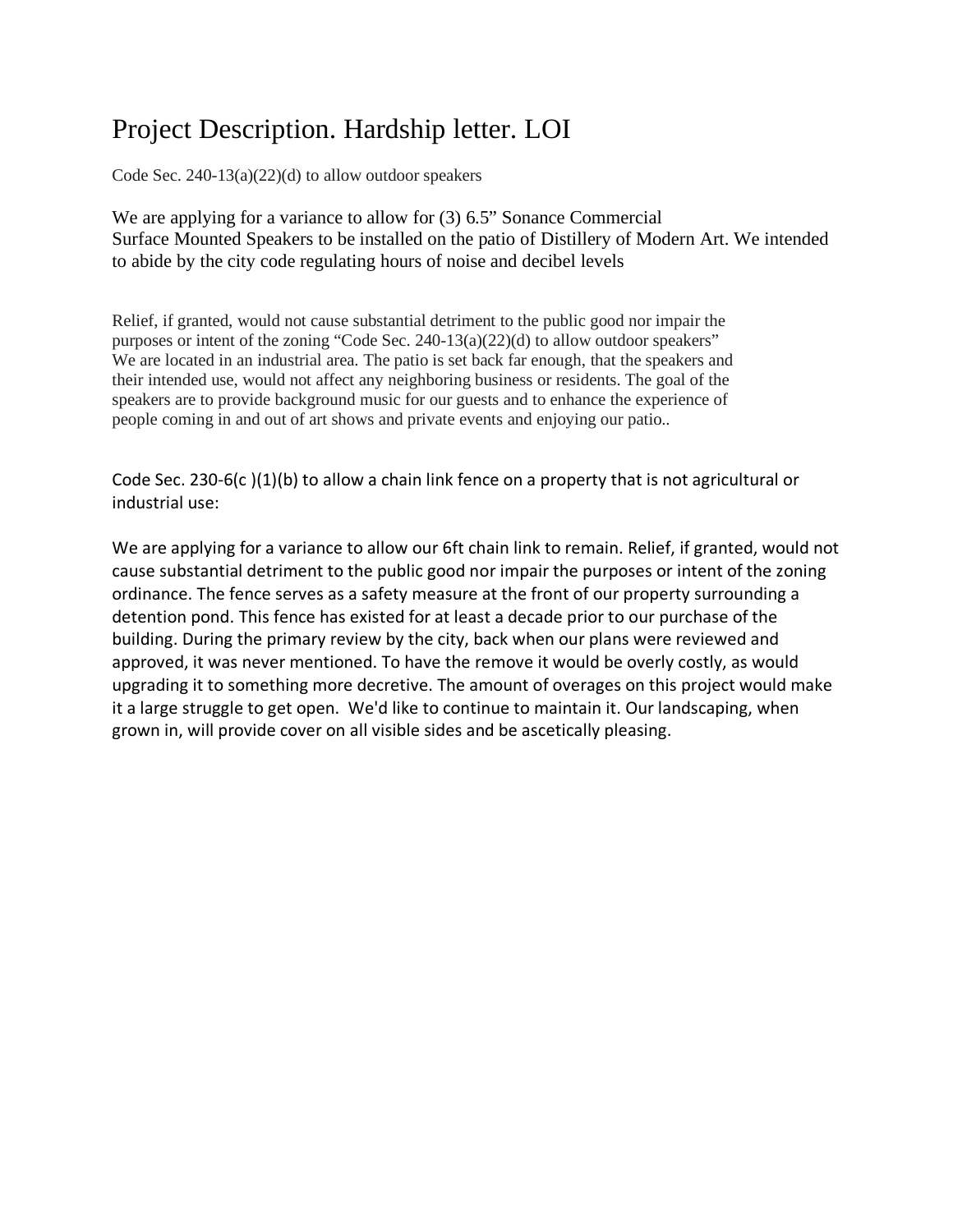# Project Description. Hardship letter. LOI

Code Sec. 240-13(a)(22)(d) to allow outdoor speakers

We are applying for a variance to allow for (3) 6.5" Sonance Commercial Surface Mounted Speakers to be installed on the patio of Distillery of Modern Art. We intended to abide by the city code regulating hours of noise and decibel levels

Relief, if granted, would not cause substantial detriment to the public good nor impair the purposes or intent of the zoning "Code Sec. 240-13(a)(22)(d) to allow outdoor speakers" We are located in an industrial area. The patio is set back far enough, that the speakers and their intended use, would not affect any neighboring business or residents. The goal of the speakers are to provide background music for our guests and to enhance the experience of people coming in and out of art shows and private events and enjoying our patio..

Code Sec. 230-6(c )(1)(b) to allow a chain link fence on a property that is not agricultural or industrial use:

We are applying for a variance to allow our 6ft chain link to remain. Relief, if granted, would not cause substantial detriment to the public good nor impair the purposes or intent of the zoning ordinance. The fence serves as a safety measure at the front of our property surrounding a detention pond. This fence has existed for at least a decade prior to our purchase of the building. During the primary review by the city, back when our plans were reviewed and approved, it was never mentioned. To have the remove it would be overly costly, as would upgrading it to something more decretive. The amount of overages on this project would make it a large struggle to get open. We'd like to continue to maintain it. Our landscaping, when grown in, will provide cover on all visible sides and be ascetically pleasing.